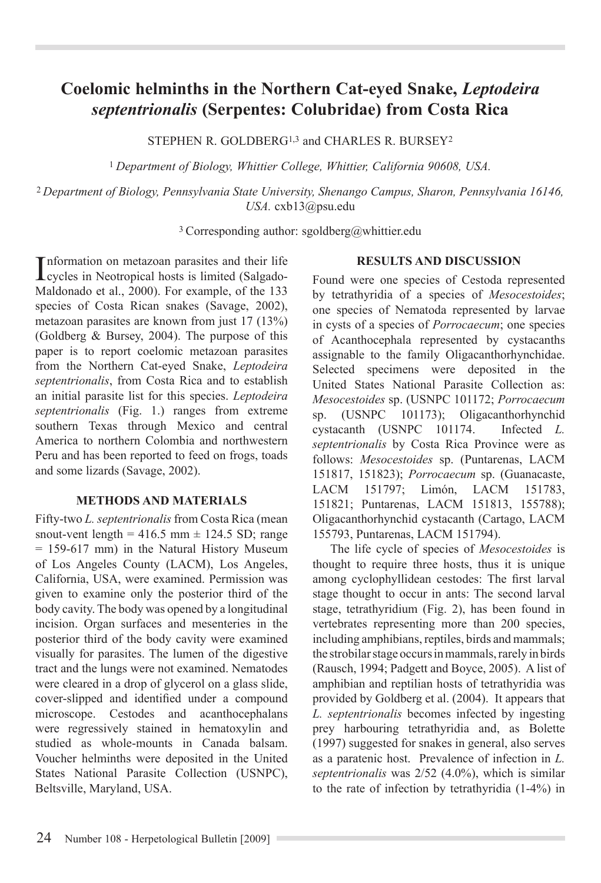# Coelomic helminths in the Northern Cat-eyed Snake, *Leptodeira septentrionalis* (Serpentes: Colubridae) from Costa Rica

STEPHEN R. GOLDBERG[1,3] and CHARLES R. BURSEY[2]

[1] *Department of Biology, Whittier College, Whittier, California 90608, USA.*

[2] *Department of Biology, Pennsylvania State University, Shenango Campus, Sharon, Pennsylvania 16146, USA.* cxb13@psu.edu

[3] Corresponding author: sgoldberg@whittier.edu

Information on metazoan parasites and their life cycles in Neotropical hosts is limited (Salgado-Maldonado et al., 2000). For example, of the 133 species of Costa Rican snakes (Savage, 2002), metazoan parasites are known from just 17 (13%) (Goldberg & Bursey, 2004). The purpose of this paper is to report coelomic metazoan parasites from the Northern Cat-eyed Snake, *Leptodeira septentrionalis*, from Costa Rica and to establish an initial parasite list for this species. *Leptodeira septentrionalis* (Fig. 1.) ranges from extreme southern Texas through Mexico and central America to northern Colombia and northwestern Peru and has been reported to feed on frogs, toads and some lizards (Savage, 2002).

## METHODS AND MATERIALS

Fifty-two *L. septentrionalis* from Costa Rica (mean snout-vent length = 416.5 mm ± 124.5 SD; range = 159-617 mm) in the Natural History Museum of Los Angeles County (LACM), Los Angeles, California, USA, were examined. Permission was given to examine only the posterior third of the body cavity. The body was opened by a longitudinal incision. Organ surfaces and mesenteries in the posterior third of the body cavity were examined visually for parasites. The lumen of the digestive tract and the lungs were not examined. Nematodes were cleared in a drop of glycerol on a glass slide, cover-slipped and identified under a compound microscope. Cestodes and acanthocephalans were regressively stained in hematoxylin and studied as whole-mounts in Canada balsam. Voucher helminths were deposited in the United States National Parasite Collection (USNPC), Beltsville, Maryland, USA.

## RESULTS AND DISCUSSION

Found were one species of Cestoda represented by tetrathyridia of a species of *Mesocestoides*; one species of Nematoda represented by larvae in cysts of a species of *Porrocaecum*; one species of Acanthocephala represented by cystacanths assignable to the family Oligacanthorhynchidae. Selected specimens were deposited in the United States National Parasite Collection as: *Mesocestoides* sp. (USNPC 101172; *Porrocaecum* sp. (USNPC 101173); Oligacanthorhynchid cystacanth (USNPC 101174. Infected *L. septentrionalis* by Costa Rica Province were as follows: *Mesocestoides* sp. (Puntarenas, LACM 151817, 151823); *Porrocaecum* sp. (Guanacaste, LACM 151797; Limón, LACM 151783, 151821; Puntarenas, LACM 151813, 155788); Oligacanthorhynchid cystacanth (Cartago, LACM 155793, Puntarenas, LACM 151794).

The life cycle of species of *Mesocestoides* is thought to require three hosts, thus it is unique among cyclophyllidean cestodes: The first larval stage thought to occur in ants: The second larval stage, tetrathyridium (Fig. 2), has been found in vertebrates representing more than 200 species, including amphibians, reptiles, birds and mammals; the strobilar stage occurs in mammals, rarely in birds (Rausch, 1994; Padgett and Boyce, 2005). A list of amphibian and reptilian hosts of tetrathyridia was provided by Goldberg et al. (2004). It appears that *L. septentrionalis* becomes infected by ingesting prey harbouring tetrathyridia and, as Bolette (1997) suggested for snakes in general, also serves as a paratenic host. Prevalence of infection in *L. septentrionalis* was 2/52 (4.0%), which is similar to the rate of infection by tetrathyridia (1-4%) in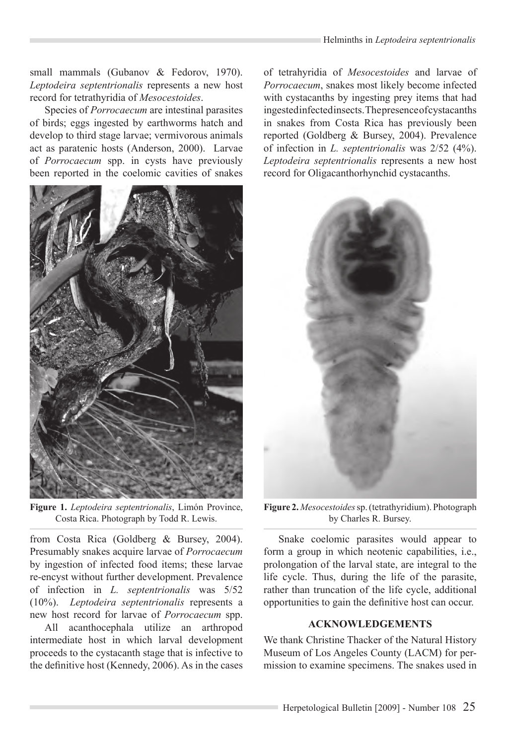small mammals (Gubanov & Fedorov, 1970). *Leptodeira septentrionalis* represents a new host record for tetrathyridia of *Mesocestoides*.

Species of *Porrocaecum* are intestinal parasites of birds; eggs ingested by earthworms hatch and develop to third stage larvae; vermivorous animals act as paratenic hosts (Anderson, 2000). Larvae of *Porrocaecum* spp. in cysts have previously been reported in the coelomic cavities of snakes from Costa Rica (Goldberg & Bursey, 2004). Presumably snakes acquire larvae of *Porrocaecum* by ingestion of infected food items; these larvae re-encyst without further development. Prevalence of infection in *L. septentrionalis* was 5/52 (10%). *Leptodeira septentrionalis* represents a new host record for larvae of *Porrocaecum* spp.

All acanthocephala utilize an arthropod intermediate host in which larval development proceeds to the cystacanth stage that is infective to the definitive host (Kennedy, 2006). As in the cases of tetrahyridia of *Mesocestoides* and larvae of *Porrocaecum*, snakes most likely become infected with cystacanths by ingesting prey items that had ingested infected insects. The presence of cystacanths in snakes from Costa Rica has previously been reported (Goldberg & Bursey, 2004). Prevalence of infection in *L. septentrionalis* was 2/52 (4%). *Leptodeira septentrionalis* represents a new host record for Oligacanthorhynchid cystacanths.

**Figure 1.** *Leptodeira septentrionalis*, Limón Province, Costa Rica. Photograph by Todd R. Lewis.

**Figure 2.** *Mesocestoides* sp. (tetrathyridium). Photograph by Charles R. Bursey.

Snake coelomic parasites would appear to form a group in which neotenic capabilities, i.e., prolongation of the larval state, are integral to the life cycle. Thus, during the life of the parasite, rather than truncation of the life cycle, additional opportunities to gain the definitive host can occur.

## ACKNOWLEDGEMENTS

We thank Christine Thacker of the Natural History Museum of Los Angeles County (LACM) for permission to examine specimens. The snakes used in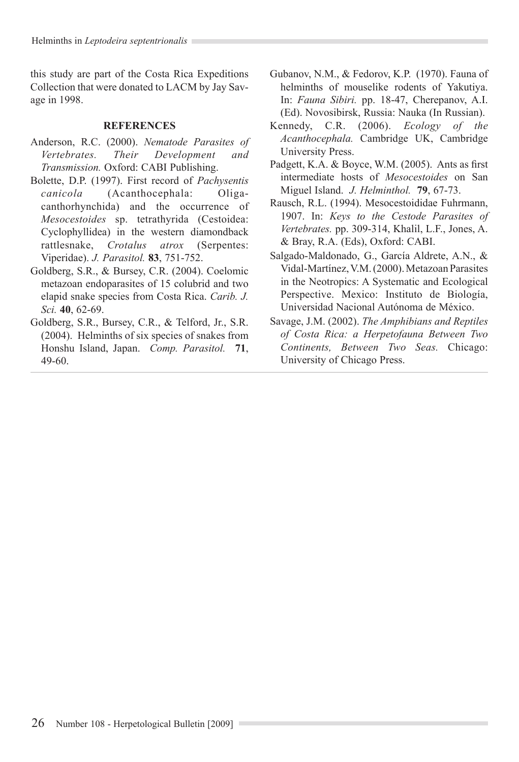this study are part of the Costa Rica Expeditions Collection that were donated to LACM by Jay Savage in 1998.

### REFERENCES

Anderson, R.C. (2000). *Nematode Parasites of Vertebrates. Their Development and Transmission.* Oxford: CABI Publishing.

Bolette, D.P. (1997). First record of *Pachysentis canicola* (Acanthocephala: Oligacanthorhynchida) and the occurrence of *Mesocestoides* sp. tetrathyrida (Cestoidea: Cyclophyllidea) in the western diamondback rattlesnake, *Crotalus atrox* (Serpentes: Viperidae). *J. Parasitol.* **83**, 751-752.

Goldberg, S.R., & Bursey, C.R. (2004). Coelomic metazoan endoparasites of 15 colubrid and two elapid snake species from Costa Rica. *Carib. J. Sci.* **40**, 62-69.

Goldberg, S.R., Bursey, C.R., & Telford, Jr., S.R. (2004). Helminths of six species of snakes from Honshu Island, Japan. *Comp. Parasitol.* **71**, 49-60.

Gubanov, N.M., & Fedorov, K.P. (1970). Fauna of helminths of mouselike rodents of Yakutiya. In: *Fauna Sibiri.* pp. 18-47, Cherepanov, A.I. (Ed). Novosibirsk, Russia: Nauka (In Russian).

Kennedy, C.R. (2006). *Ecology of the Acanthocephala.* Cambridge UK, Cambridge University Press.

Padgett, K.A. & Boyce, W.M. (2005). Ants as first intermediate hosts of *Mesocestoides* on San Miguel Island. *J. Helminthol.* **79**, 67-73.

Rausch, R.L. (1994). Mesocestoididae Fuhrmann, 1907. In: *Keys to the Cestode Parasites of Vertebrates.* pp. 309-314, Khalil, L.F., Jones, A. & Bray, R.A. (Eds), Oxford: CABI.

Salgado-Maldonado, G., García Aldrete, A.N., & Vidal-Martínez, V.M. (2000). Metazoan Parasites in the Neotropics: A Systematic and Ecological Perspective. Mexico: Instituto de Biología, Universidad Nacional Autónoma de México.

Savage, J.M. (2002). *The Amphibians and Reptiles of Costa Rica: a Herpetofauna Between Two Continents, Between Two Seas.* Chicago: University of Chicago Press.